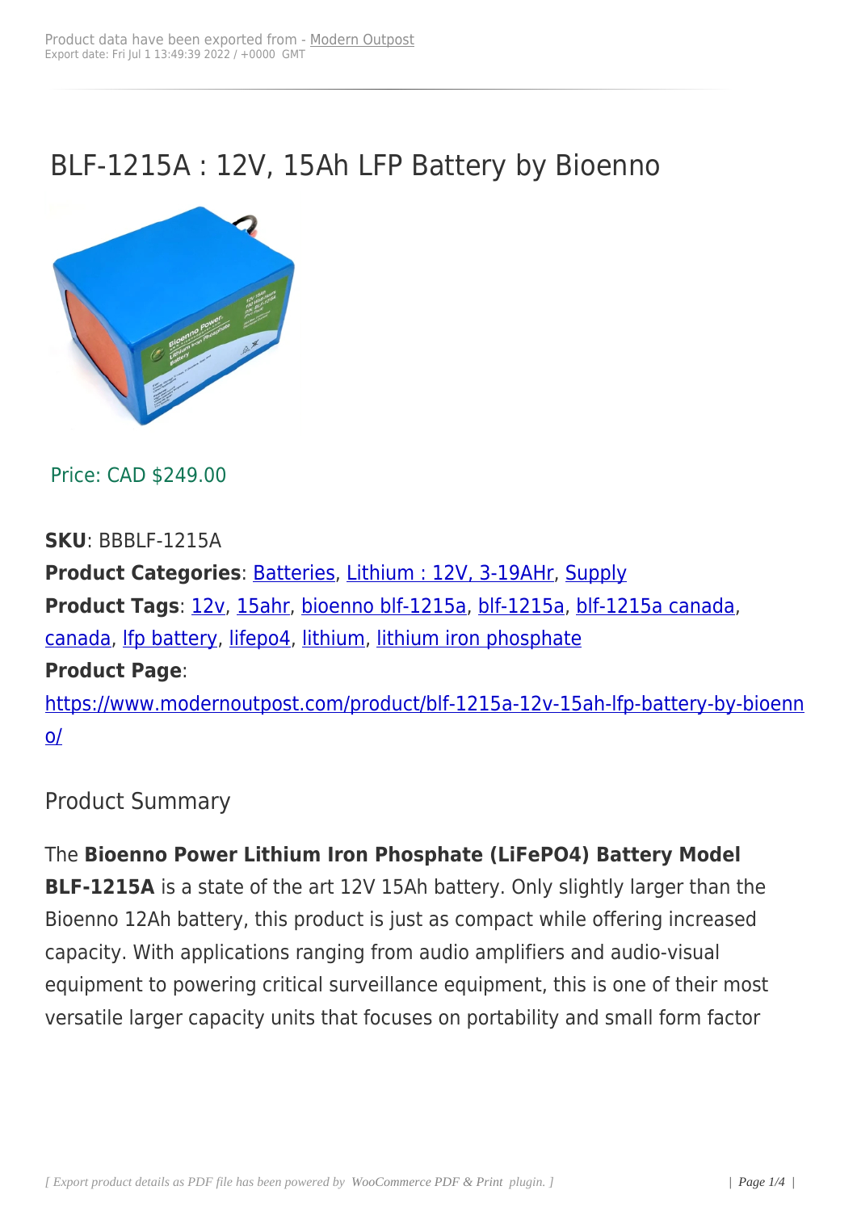Product data have been exported from - Modern Outpost
Export date: Fri Jul 1 13:49:39 2022 / +0000 GMT

# BLF-1215A : 12V, 15Ah LFP Battery by Bioenno

Price: CAD $249.00

**SKU**: BBBLF-1215A
**Product Categories**: Batteries, Lithium : 12V, 3-19AHr, Supply
**Product Tags**: 12v, 15ahr, bioenno blf-1215a, blf-1215a, blf-1215a canada, canada, lfp battery, lifepo4, lithium, lithium iron phosphate
**Product Page**:
https://www.modernoutpost.com/product/blf-1215a-12v-15ah-lfp-battery-by-bioenno/

## Product Summary

The **Bioenno Power Lithium Iron Phosphate (LiFePO4) Battery Model BLF-1215A** is a state of the art 12V 15Ah battery. Only slightly larger than the Bioenno 12Ah battery, this product is just as compact while offering increased capacity. With applications ranging from audio amplifiers and audio-visual equipment to powering critical surveillance equipment, this is one of their most versatile larger capacity units that focuses on portability and small form factor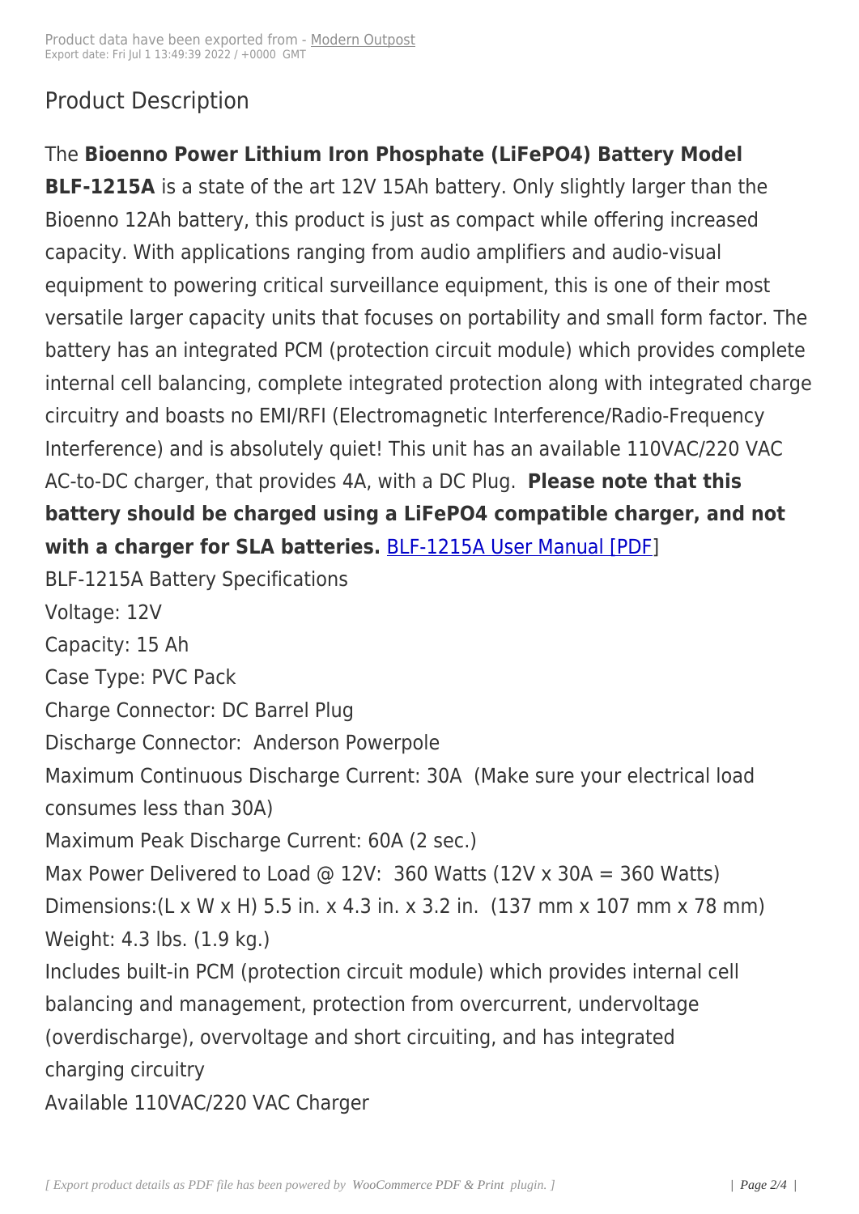## Product Description

The **Bioenno Power Lithium Iron Phosphate (LiFePO4) Battery Model BLF-1215A** is a state of the art 12V 15Ah battery. Only slightly larger than the Bioenno 12Ah battery, this product is just as compact while offering increased capacity. With applications ranging from audio amplifiers and audio-visual equipment to powering critical surveillance equipment, this is one of their most versatile larger capacity units that focuses on portability and small form factor. The battery has an integrated PCM (protection circuit module) which provides complete internal cell balancing, complete integrated protection along with integrated charge circuitry and boasts no EMI/RFI (Electromagnetic Interference/Radio-Frequency Interference) and is absolutely quiet! This unit has an available 110VAC/220 VAC AC-to-DC charger, that provides 4A, with a DC Plug. **Please note that this battery should be charged using a LiFePO4 compatible charger, and not with a charger for SLA batteries.** [BLF-1215A User Manual [PDF]]

BLF-1215A Battery Specifications

Voltage: 12V

Capacity: 15 Ah

Case Type: PVC Pack

Charge Connector: DC Barrel Plug

Discharge Connector: Anderson Powerpole

Maximum Continuous Discharge Current: 30A (Make sure your electrical load consumes less than 30A)

Maximum Peak Discharge Current: 60A (2 sec.)

Max Power Delivered to Load @ 12V: 360 Watts (12V x 30A = 360 Watts)

Dimensions:(L x W x H) 5.5 in. x 4.3 in. x 3.2 in. (137 mm x 107 mm x 78 mm)

Weight: 4.3 lbs. (1.9 kg.)

Includes built-in PCM (protection circuit module) which provides internal cell balancing and management, protection from overcurrent, undervoltage (overdischarge), overvoltage and short circuiting, and has integrated charging circuitry

Available 110VAC/220 VAC Charger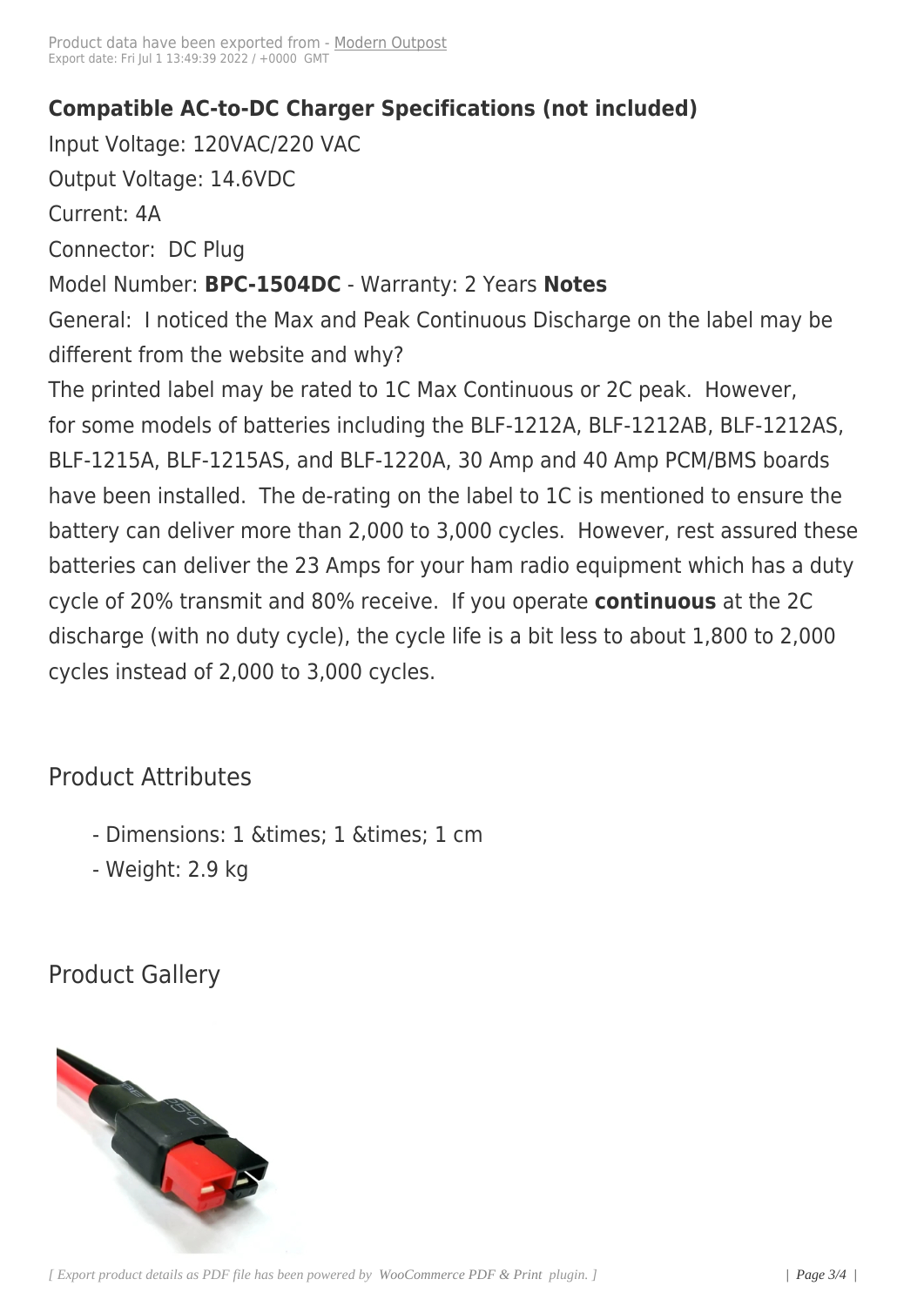**Compatible AC-to-DC Charger Specifications (not included)**

Input Voltage: 120VAC/220 VAC

Output Voltage: 14.6VDC

Current: 4A

Connector: DC Plug

Model Number: **BPC-1504DC** - Warranty: 2 Years **Notes**

General: I noticed the Max and Peak Continuous Discharge on the label may be different from the website and why?

The printed label may be rated to 1C Max Continuous or 2C peak. However, for some models of batteries including the BLF-1212A, BLF-1212AB, BLF-1212AS, BLF-1215A, BLF-1215AS, and BLF-1220A, 30 Amp and 40 Amp PCM/BMS boards have been installed. The de-rating on the label to 1C is mentioned to ensure the battery can deliver more than 2,000 to 3,000 cycles. However, rest assured these batteries can deliver the 23 Amps for your ham radio equipment which has a duty cycle of 20% transmit and 80% receive. If you operate **continuous** at the 2C discharge (with no duty cycle), the cycle life is a bit less to about 1,800 to 2,000 cycles instead of 2,000 to 3,000 cycles.

## Product Attributes

- Dimensions: 1 &times; 1 &times; 1 cm
- Weight: 2.9 kg

## Product Gallery